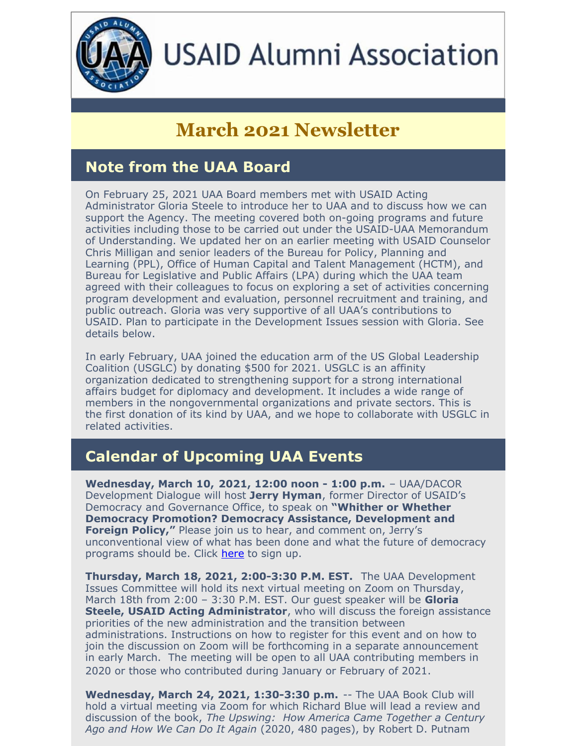# USAID Alumni Association

## March 2021 Newsletter

## Note from the UAA Board

On February 25, 2021 UAA Board members met with USAID Acting Administrator Gloria Steele to introduce her to UAA and to discuss how we can support the Agency. The meeting covered both on-going programs and future activities including those to be carried out under the USAID-UAA Memorandum of Understanding. We updated her on an earlier meeting with USAID Counselor Chris Milligan and senior leaders of the Bureau for Policy, Planning and Learning (PPL), Office of Human Capital and Talent Management (HCTM), and Bureau for Legislative and Public Affairs (LPA) during which the UAA team agreed with their colleagues to focus on exploring a set of activities concerning program development and evaluation, personnel recruitment and training, and public outreach. Gloria was very supportive of all UAA's contributions to USAID. Plan to participate in the Development Issues session with Gloria. See details below.

In early February, UAA joined the education arm of the US Global Leadership Coalition (USGLC) by donating $500 for 2021. USGLC is an affinity organization dedicated to strengthening support for a strong international affairs budget for diplomacy and development. It includes a wide range of members in the nongovernmental organizations and private sectors. This is the first donation of its kind by UAA, and we hope to collaborate with USGLC in related activities.

## Calendar of Upcoming UAA Events

**Wednesday, March 10, 2021, 12:00 noon - 1:00 p.m.** – UAA/DACOR Development Dialogue will host **Jerry Hyman**, former Director of USAID's Democracy and Governance Office, to speak on **"Whither or Whether Democracy Promotion? Democracy Assistance, Development and Foreign Policy,"** Please join us to hear, and comment on, Jerry's unconventional view of what has been done and what the future of democracy programs should be. Click [here] to sign up.

**Thursday, March 18, 2021, 2:00-3:30 P.M. EST.** The UAA Development Issues Committee will hold its next virtual meeting on Zoom on Thursday, March 18th from 2:00 – 3:30 P.M. EST. Our guest speaker will be **Gloria Steele, USAID Acting Administrator**, who will discuss the foreign assistance priorities of the new administration and the transition between administrations. Instructions on how to register for this event and on how to join the discussion on Zoom will be forthcoming in a separate announcement in early March. The meeting will be open to all UAA contributing members in 2020 or those who contributed during January or February of 2021.

**Wednesday, March 24, 2021, 1:30-3:30 p.m.** -- The UAA Book Club will hold a virtual meeting via Zoom for which Richard Blue will lead a review and discussion of the book, *The Upswing: How America Came Together a Century Ago and How We Can Do It Again* (2020, 480 pages), by Robert D. Putnam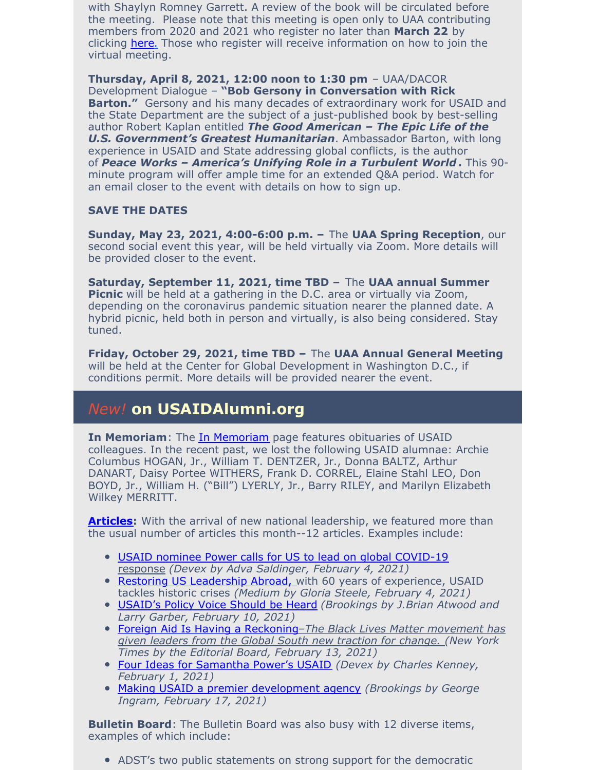with Shaylyn Romney Garrett. A review of the book will be circulated before the meeting. Please note that this meeting is open only to UAA contributing members from 2020 and 2021 who register no later than **March 22** by clicking [here.](#) Those who register will receive information on how to join the virtual meeting.

**Thursday, April 8, 2021, 12:00 noon to 1:30 pm** – UAA/DACOR Development Dialogue – **"Bob Gersony in Conversation with Rick Barton."** Gersony and his many decades of extraordinary work for USAID and the State Department are the subject of a just-published book by best-selling author Robert Kaplan entitled ***The Good American – The Epic Life of the U.S. Government's Greatest Humanitarian***. Ambassador Barton, with long experience in USAID and State addressing global conflicts, is the author of ***Peace Works – America's Unifying Role in a Turbulent World*.** This 90-minute program will offer ample time for an extended Q&A period. Watch for an email closer to the event with details on how to sign up.

**SAVE THE DATES**

**Sunday, May 23, 2021, 4:00-6:00 p.m. –** The **UAA Spring Reception**, our second social event this year, will be held virtually via Zoom. More details will be provided closer to the event.

**Saturday, September 11, 2021, time TBD –** The **UAA annual Summer Picnic** will be held at a gathering in the D.C. area or virtually via Zoom, depending on the coronavirus pandemic situation nearer the planned date. A hybrid picnic, held both in person and virtually, is also being considered. Stay tuned.

**Friday, October 29, 2021, time TBD –** The **UAA Annual General Meeting** will be held at the Center for Global Development in Washington D.C., if conditions permit. More details will be provided nearer the event.

## *New!* on USAIDAlumni.org

**In Memoriam**: The [In Memoriam](#) page features obituaries of USAID colleagues. In the recent past, we lost the following USAID alumnae: Archie Columbus HOGAN, Jr., William T. DENTZER, Jr., Donna BALTZ, Arthur DANART, Daisy Portee WITHERS, Frank D. CORREL, Elaine Stahl LEO, Don BOYD, Jr., William H. ("Bill") LYERLY, Jr., Barry RILEY, and Marilyn Elizabeth Wilkey MERRITT.

**[Articles](#):** With the arrival of new national leadership, we featured more than the usual number of articles this month--12 articles. Examples include:

- [USAID nominee Power calls for US to lead on global COVID-19 response](#) *(Devex by Adva Saldinger, February 4, 2021)*
- [Restoring US Leadership Abroad,](#) with 60 years of experience, USAID tackles historic crises *(Medium by Gloria Steele, February 4, 2021)*
- [USAID's Policy Voice Should be Heard](#) *(Brookings by J.Brian Atwood and Larry Garber, February 10, 2021)*
- [Foreign Aid Is Having a Reckoning](#)–*The Black Lives Matter movement has given leaders from the Global South new traction for change. (New York Times by the Editorial Board, February 13, 2021)*
- [Four Ideas for Samantha Power's USAID](#) *(Devex by Charles Kenney, February 1, 2021)*
- [Making USAID a premier development agency](#) *(Brookings by George Ingram, February 17, 2021)*

**Bulletin Board**: The Bulletin Board was also busy with 12 diverse items, examples of which include:

- ADST's two public statements on strong support for the democratic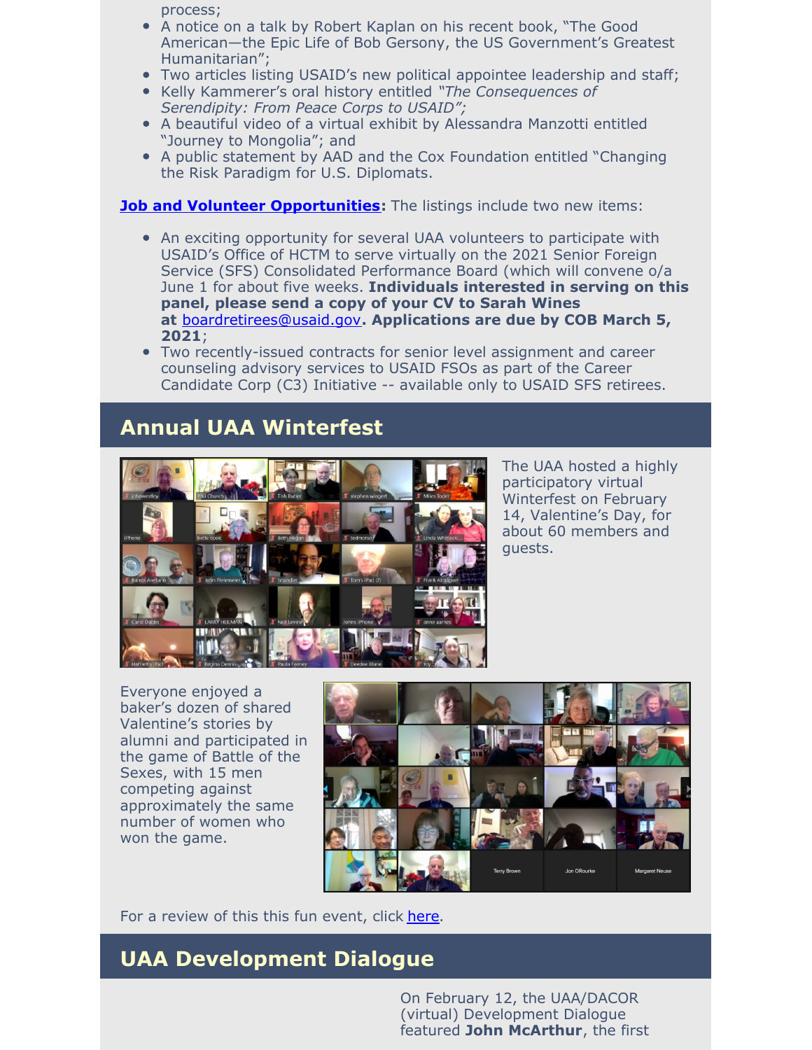process;

- A notice on a talk by Robert Kaplan on his recent book, "The Good American—the Epic Life of Bob Gersony, the US Government's Greatest Humanitarian";
- Two articles listing USAID's new political appointee leadership and staff;
- Kelly Kammerer's oral history entitled *"The Consequences of Serendipity: From Peace Corps to USAID";*
- A beautiful video of a virtual exhibit by Alessandra Manzotti entitled "Journey to Mongolia"; and
- A public statement by AAD and the Cox Foundation entitled "Changing the Risk Paradigm for U.S. Diplomats.

**Job and Volunteer Opportunities:** The listings include two new items:

- An exciting opportunity for several UAA volunteers to participate with USAID's Office of HCTM to serve virtually on the 2021 Senior Foreign Service (SFS) Consolidated Performance Board (which will convene o/a June 1 for about five weeks. **Individuals interested in serving on this panel, please send a copy of your CV to Sarah Wines at boardretirees@usaid.gov. Applications are due by COB March 5, 2021**;
- Two recently-issued contracts for senior level assignment and career counseling advisory services to USAID FSOs as part of the Career Candidate Corp (C3) Initiative -- available only to USAID SFS retirees.

## Annual UAA Winterfest

The UAA hosted a highly participatory virtual Winterfest on February 14, Valentine's Day, for about 60 members and guests.

Everyone enjoyed a baker's dozen of shared Valentine's stories by alumni and participated in the game of Battle of the Sexes, with 15 men competing against approximately the same number of women who won the game.

For a review of this this fun event, click here.

## UAA Development Dialogue

On February 12, the UAA/DACOR (virtual) Development Dialogue featured **John McArthur**, the first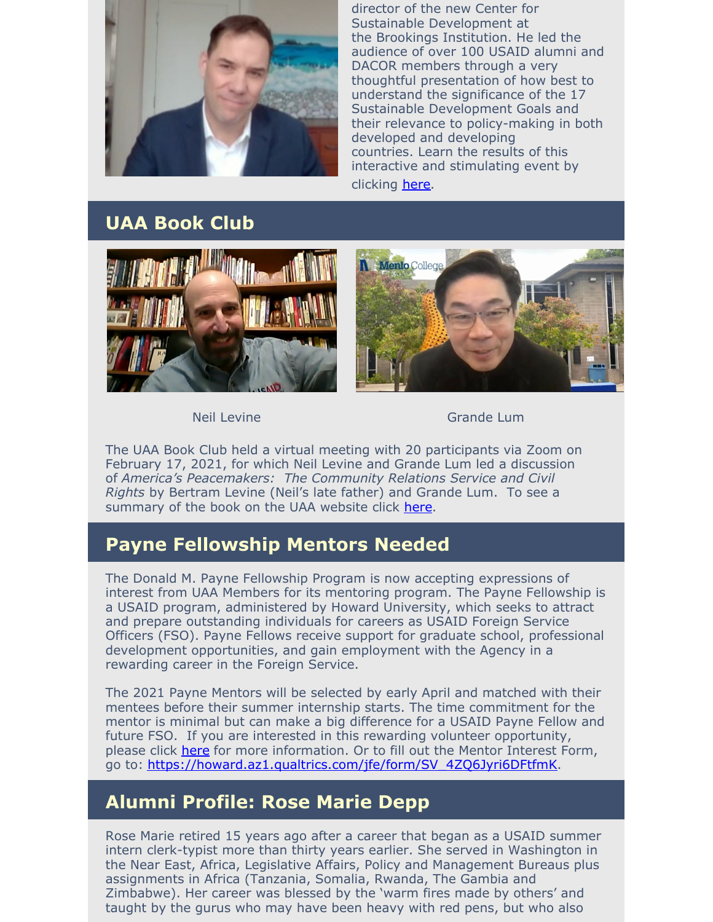director of the new Center for Sustainable Development at the Brookings Institution. He led the audience of over 100 USAID alumni and DACOR members through a very thoughtful presentation of how best to understand the significance of the 17 Sustainable Development Goals and their relevance to policy-making in both developed and developing countries. Learn the results of this interactive and stimulating event by clicking here.

## UAA Book Club

Neil Levine

Grande Lum

The UAA Book Club held a virtual meeting with 20 participants via Zoom on February 17, 2021, for which Neil Levine and Grande Lum led a discussion of *America's Peacemakers: The Community Relations Service and Civil Rights* by Bertram Levine (Neil's late father) and Grande Lum. To see a summary of the book on the UAA website click here.

## Payne Fellowship Mentors Needed

The Donald M. Payne Fellowship Program is now accepting expressions of interest from UAA Members for its mentoring program. The Payne Fellowship is a USAID program, administered by Howard University, which seeks to attract and prepare outstanding individuals for careers as USAID Foreign Service Officers (FSO). Payne Fellows receive support for graduate school, professional development opportunities, and gain employment with the Agency in a rewarding career in the Foreign Service.

The 2021 Payne Mentors will be selected by early April and matched with their mentees before their summer internship starts. The time commitment for the mentor is minimal but can make a big difference for a USAID Payne Fellow and future FSO. If you are interested in this rewarding volunteer opportunity, please click here for more information. Or to fill out the Mentor Interest Form, go to: https://howard.az1.qualtrics.com/jfe/form/SV_4ZQ6Jyri6DFtfmK.

## Alumni Profile: Rose Marie Depp

Rose Marie retired 15 years ago after a career that began as a USAID summer intern clerk-typist more than thirty years earlier. She served in Washington in the Near East, Africa, Legislative Affairs, Policy and Management Bureaus plus assignments in Africa (Tanzania, Somalia, Rwanda, The Gambia and Zimbabwe). Her career was blessed by the 'warm fires made by others' and taught by the gurus who may have been heavy with red pens, but who also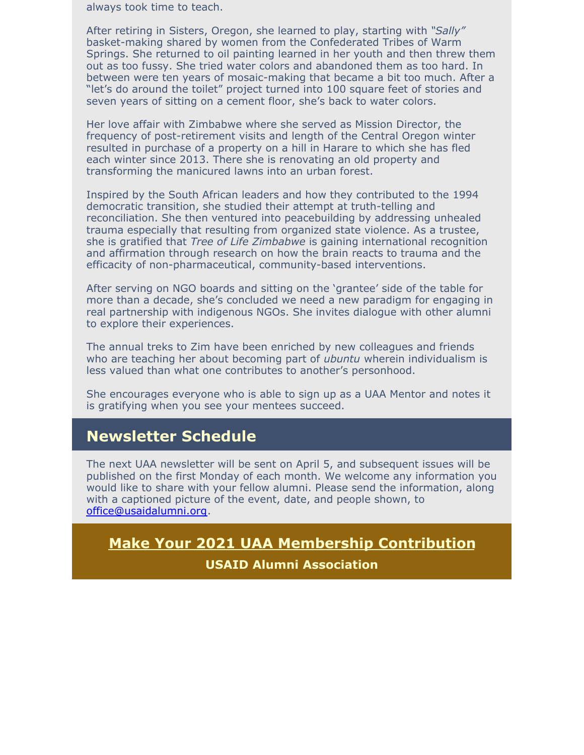always took time to teach.

After retiring in Sisters, Oregon, she learned to play, starting with *"Sally"* basket-making shared by women from the Confederated Tribes of Warm Springs. She returned to oil painting learned in her youth and then threw them out as too fussy. She tried water colors and abandoned them as too hard. In between were ten years of mosaic-making that became a bit too much. After a "let's do around the toilet" project turned into 100 square feet of stories and seven years of sitting on a cement floor, she's back to water colors.

Her love affair with Zimbabwe where she served as Mission Director, the frequency of post-retirement visits and length of the Central Oregon winter resulted in purchase of a property on a hill in Harare to which she has fled each winter since 2013. There she is renovating an old property and transforming the manicured lawns into an urban forest.

Inspired by the South African leaders and how they contributed to the 1994 democratic transition, she studied their attempt at truth-telling and reconciliation. She then ventured into peacebuilding by addressing unhealed trauma especially that resulting from organized state violence. As a trustee, she is gratified that *Tree of Life Zimbabwe* is gaining international recognition and affirmation through research on how the brain reacts to trauma and the efficacity of non-pharmaceutical, community-based interventions.

After serving on NGO boards and sitting on the 'grantee' side of the table for more than a decade, she's concluded we need a new paradigm for engaging in real partnership with indigenous NGOs. She invites dialogue with other alumni to explore their experiences.

The annual treks to Zim have been enriched by new colleagues and friends who are teaching her about becoming part of *ubuntu* wherein individualism is less valued than what one contributes to another's personhood.

She encourages everyone who is able to sign up as a UAA Mentor and notes it is gratifying when you see your mentees succeed.

## Newsletter Schedule

The next UAA newsletter will be sent on April 5, and subsequent issues will be published on the first Monday of each month. We welcome any information you would like to share with your fellow alumni. Please send the information, along with a captioned picture of the event, date, and people shown, to office@usaidalumni.org.

**Make Your 2021 UAA Membership Contribution**

**USAID Alumni Association**